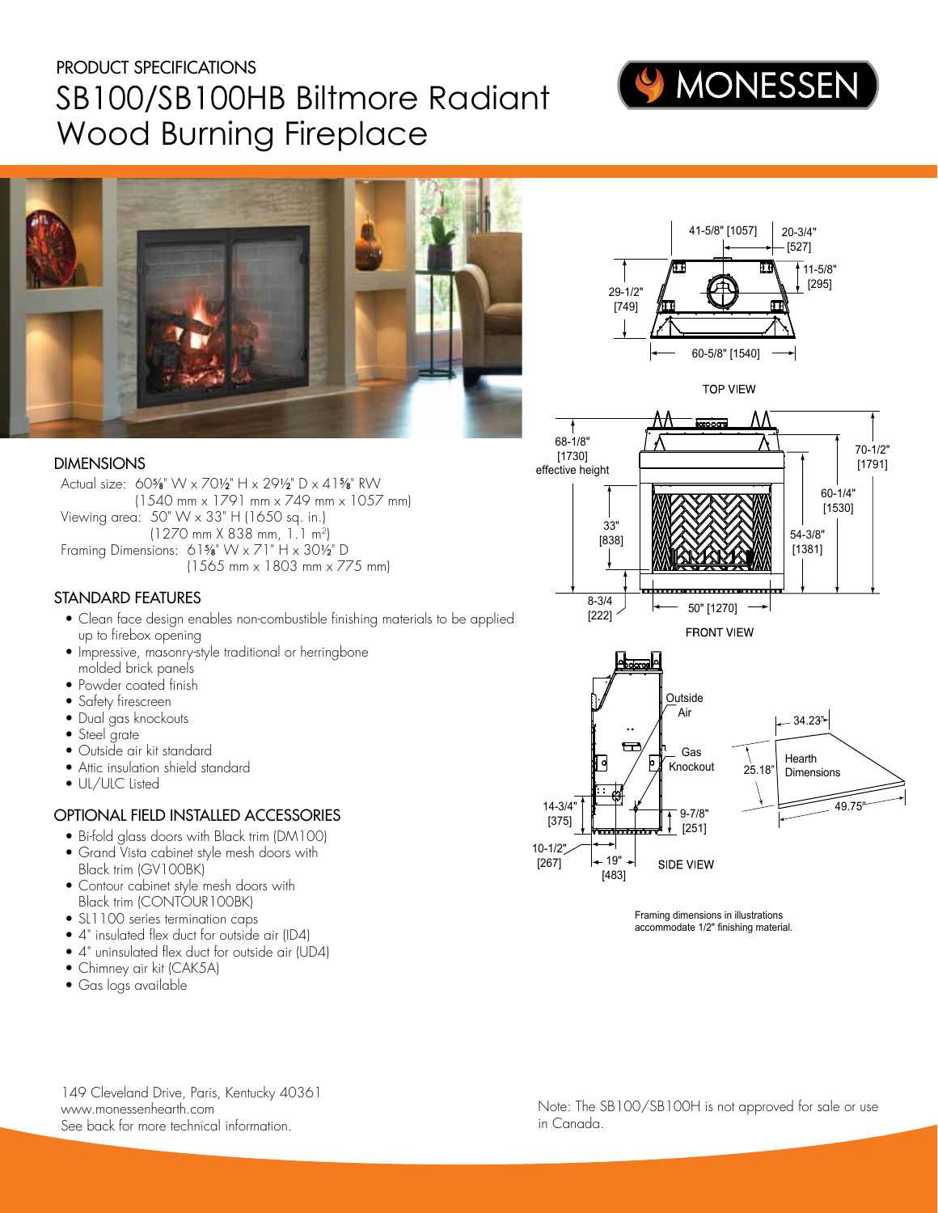PRODUCT SPECIFICATIONS

# SB100/SB100HB Biltmore Radiant Wood Burning Fireplace

MONESSEN

## DIMENSIONS

Actual size: 60⅝" W x 70½" H x 29½" D x 41⅝" RW
(1540 mm x 1791 mm x 749 mm x 1057 mm)

Viewing area: 50" W x 33" H (1650 sq. in.)
(1270 mm X 838 mm, 1.1 m$^2$)

Framing Dimensions: 61⅝" W x 71" H x 30½" D
(1565 mm x 1803 mm x 775 mm)

## STANDARD FEATURES

- Clean face design enables non-combustible finishing materials to be applied up to firebox opening
- Impressive, masonry-style traditional or herringbone molded brick panels
- Powder coated finish
- Safety firescreen
- Dual gas knockouts
- Steel grate
- Outside air kit standard
- Attic insulation shield standard
- UL/ULC Listed

## OPTIONAL FIELD INSTALLED ACCESSORIES

- Bi-fold glass doors with Black trim (DM100)
- Grand Vista cabinet style mesh doors with Black trim (GV100BK)
- Contour cabinet style mesh doors with Black trim (CONTOUR100BK)
- SL1100 series termination caps
- 4" insulated flex duct for outside air (ID4)
- 4" uninsulated flex duct for outside air (UD4)
- Chimney air kit (CAK5A)
- Gas logs available

TOP VIEW: 41-5/8" [1057], 20-3/4" [527], 11-5/8" [295], 29-1/2" [749], 60-5/8" [1540]

FRONT VIEW: 68-1/8" [1730] effective height, 70-1/2" [1791], 60-1/4" [1530], 54-3/8" [1381], 33" [838], 8-3/4 [222], 50" [1270]

SIDE VIEW: Outside Air, Gas Knockout, 14-3/4" [375], 10-1/2" [267], 19" [483], 9-7/8" [251]

Hearth Dimensions: 34.23", 25.18", 49.75"

Framing dimensions in illustrations accommodate 1/2" finishing material.

149 Cleveland Drive, Paris, Kentucky 40361
www.monessenhearth.com
See back for more technical information.

Note: The SB100/SB100H is not approved for sale or use in Canada.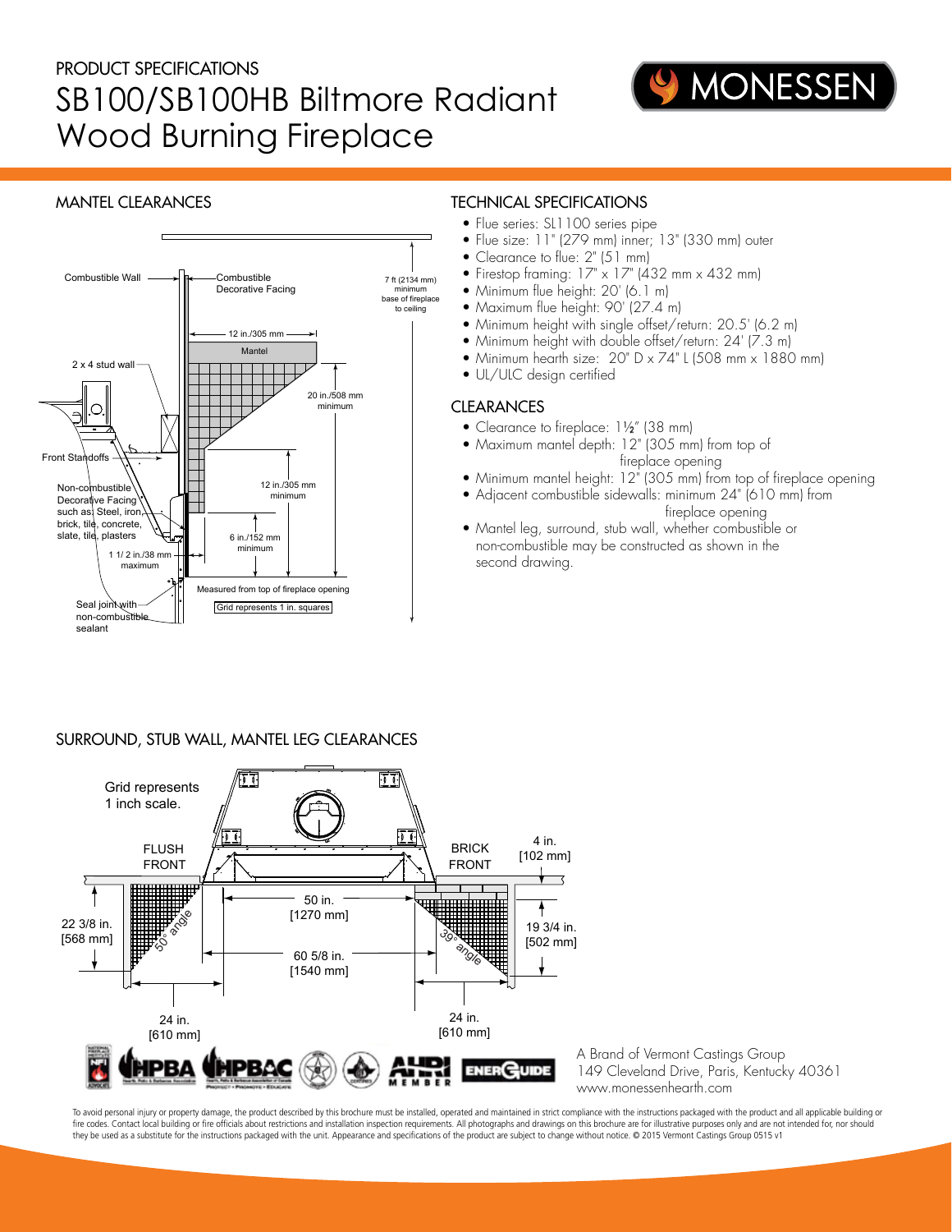PRODUCT SPECIFICATIONS

# SB100/SB100HB Biltmore Radiant Wood Burning Fireplace

MONESSEN

## MANTEL CLEARANCES

Combustible Wall
Combustible Decorative Facing
7 ft (2134 mm) minimum base of fireplace to ceiling
12 in./305 mm
Mantel
2 x 4 stud wall
20 in./508 mm minimum
Front Standoffs
Non-combustible Decorative Facing such as: Steel, iron, brick, tile, concrete, slate, tile, plasters
12 in./305 mm minimum
6 in./152 mm minimum
1 1/ 2 in./38 mm maximum
Measured from top of fireplace opening
Seal joint with non-combustible sealant
Grid represents 1 in. squares

## TECHNICAL SPECIFICATIONS

- Flue series: SL1100 series pipe
- Flue size: 11" (279 mm) inner; 13" (330 mm) outer
- Clearance to flue: 2" (51 mm)
- Firestop framing: 17" x 17" (432 mm x 432 mm)
- Minimum flue height: 20' (6.1 m)
- Maximum flue height: 90' (27.4 m)
- Minimum height with single offset/return: 20.5' (6.2 m)
- Minimum height with double offset/return: 24' (7.3 m)
- Minimum hearth size: 20" D x 74" L (508 mm x 1880 mm)
- UL/ULC design certified

## CLEARANCES

- Clearance to fireplace: 1½" (38 mm)
- Maximum mantel depth: 12" (305 mm) from top of fireplace opening
- Minimum mantel height: 12" (305 mm) from top of fireplace opening
- Adjacent combustible sidewalls: minimum 24" (610 mm) from fireplace opening
- Mantel leg, surround, stub wall, whether combustible or non-combustible may be constructed as shown in the second drawing.

## SURROUND, STUB WALL, MANTEL LEG CLEARANCES

Grid represents 1 inch scale.
FLUSH FRONT
BRICK FRONT
4 in. [102 mm]
50 in. [1270 mm]
22 3/8 in. [568 mm]
50° angle
39° angle
19 3/4 in. [502 mm]
60 5/8 in. [1540 mm]
24 in. [610 mm]
24 in. [610 mm]

A Brand of Vermont Castings Group
149 Cleveland Drive, Paris, Kentucky 40361
www.monessenhearth.com

To avoid personal injury or property damage, the product described by this brochure must be installed, operated and maintained in strict compliance with the instructions packaged with the product and all applicable building or fire codes. Contact local building or fire officials about restrictions and installation inspection requirements. All photographs and drawings on this brochure are for illustrative purposes only and are not intended for, nor should they be used as a substitute for the instructions packaged with the unit. Appearance and specifications of the product are subject to change without notice. © 2015 Vermont Castings Group 0515 v1